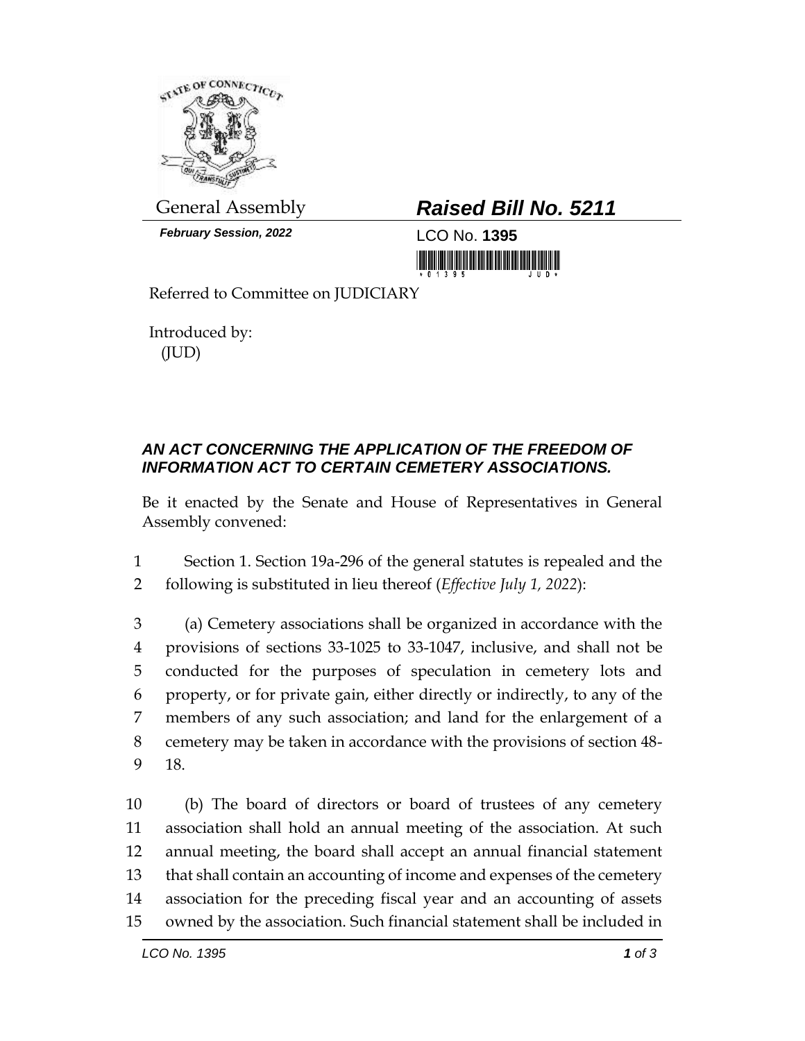General Assembly

***February Session, 2022***

# *Raised Bill No. 5211*

LCO No. **1395**

Referred to Committee on JUDICIARY

Introduced by:
(JUD)

## *AN ACT CONCERNING THE APPLICATION OF THE FREEDOM OF INFORMATION ACT TO CERTAIN CEMETERY ASSOCIATIONS.*

Be it enacted by the Senate and House of Representatives in General Assembly convened:

1 Section 1. Section 19a-296 of the general statutes is repealed and the
2 following is substituted in lieu thereof (*Effective July 1, 2022*):

3 (a) Cemetery associations shall be organized in accordance with the
4 provisions of sections 33-1025 to 33-1047, inclusive, and shall not be
5 conducted for the purposes of speculation in cemetery lots and
6 property, or for private gain, either directly or indirectly, to any of the
7 members of any such association; and land for the enlargement of a
8 cemetery may be taken in accordance with the provisions of section 48-
9 18.

10 (b) The board of directors or board of trustees of any cemetery
11 association shall hold an annual meeting of the association. At such
12 annual meeting, the board shall accept an annual financial statement
13 that shall contain an accounting of income and expenses of the cemetery
14 association for the preceding fiscal year and an accounting of assets
15 owned by the association. Such financial statement shall be included in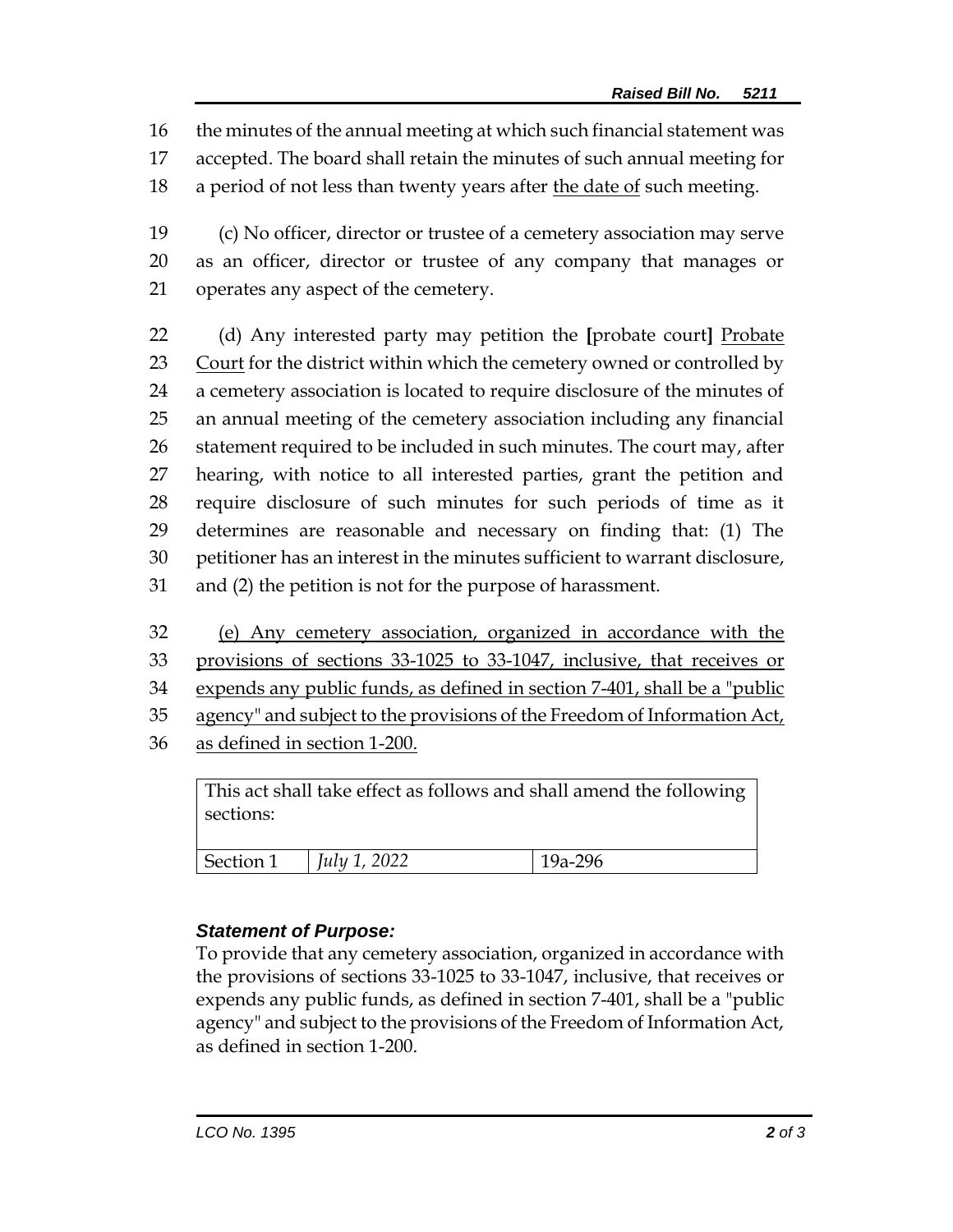16 the minutes of the annual meeting at which such financial statement was
17 accepted. The board shall retain the minutes of such annual meeting for
18 a period of not less than twenty years after <u>the date of</u> such meeting.

19 (c) No officer, director or trustee of a cemetery association may serve
20 as an officer, director or trustee of any company that manages or
21 operates any aspect of the cemetery.

22 (d) Any interested party may petition the **[**probate court**]** <u>Probate</u>
23 <u>Court</u> for the district within which the cemetery owned or controlled by
24 a cemetery association is located to require disclosure of the minutes of
25 an annual meeting of the cemetery association including any financial
26 statement required to be included in such minutes. The court may, after
27 hearing, with notice to all interested parties, grant the petition and
28 require disclosure of such minutes for such periods of time as it
29 determines are reasonable and necessary on finding that: (1) The
30 petitioner has an interest in the minutes sufficient to warrant disclosure,
31 and (2) the petition is not for the purpose of harassment.

32 <u>(e) Any cemetery association, organized in accordance with the</u>
33 <u>provisions of sections 33-1025 to 33-1047, inclusive, that receives or</u>
34 <u>expends any public funds, as defined in section 7-401, shall be a "public</u>
35 <u>agency" and subject to the provisions of the Freedom of Information Act,</u>
36 <u>as defined in section 1-200.</u>

| This act shall take effect as follows and shall amend the following sections: | | |
|---|---|---|
| Section 1 | *July 1, 2022* | 19a-296 |

### *Statement of Purpose:*

To provide that any cemetery association, organized in accordance with the provisions of sections 33-1025 to 33-1047, inclusive, that receives or expends any public funds, as defined in section 7-401, shall be a "public agency" and subject to the provisions of the Freedom of Information Act, as defined in section 1-200.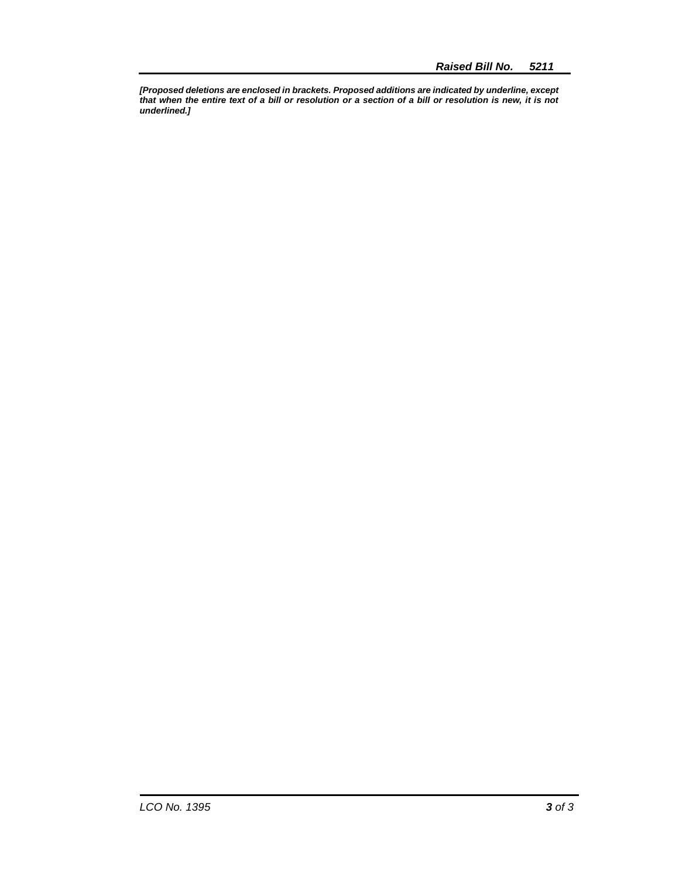*[Proposed deletions are enclosed in brackets. Proposed additions are indicated by underline, except that when the entire text of a bill or resolution or a section of a bill or resolution is new, it is not underlined.]*